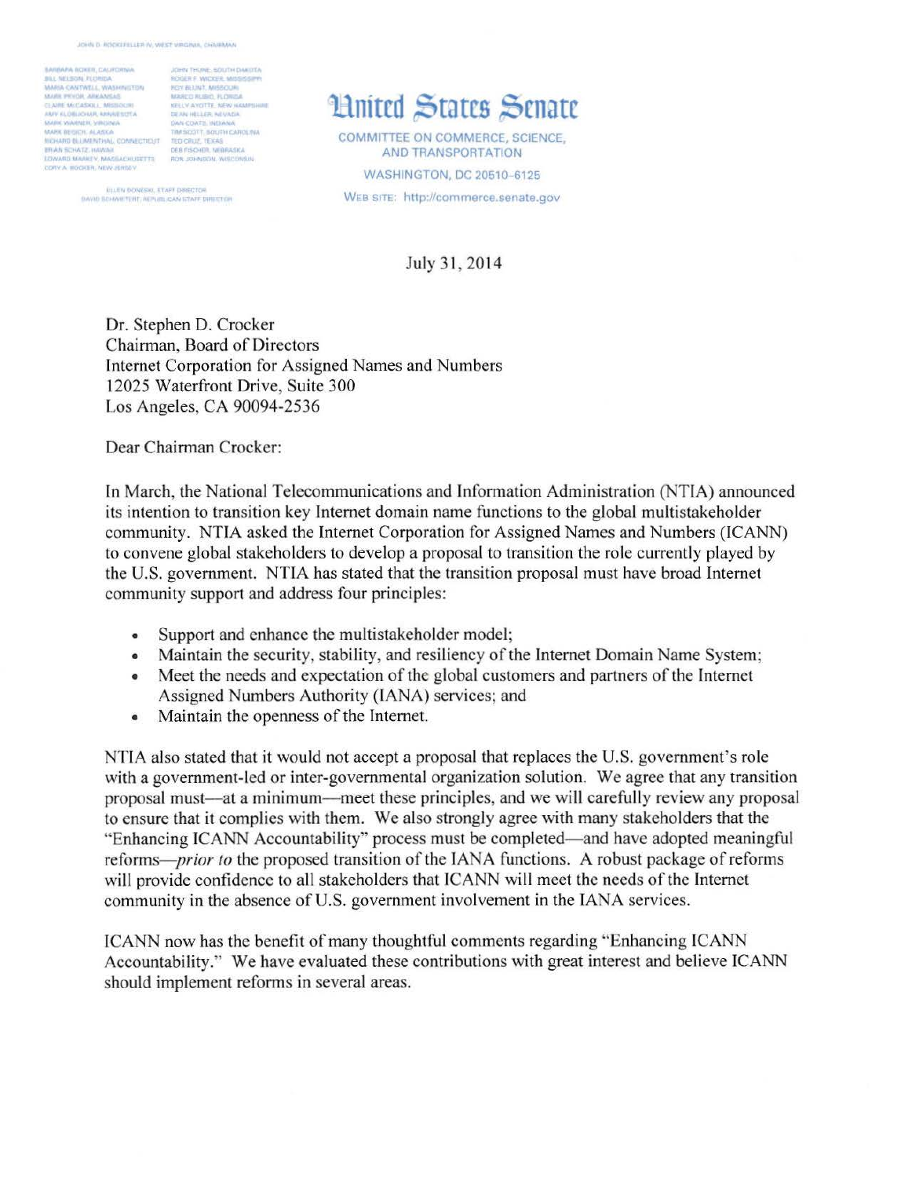JOHN D. ROCKEFELLER IV, WEST VIRGINIA, CHAIRMAN

BARBARA BOXER, CALIFORNIA
BILL NELSON, FLORIDA
MARIA CANTWELL, WASHINGTON
MARK PRYOR, ARKANSAS
CLAIRE McCASKILL, MISSOURI
AMY KLOBUCHAR, MINNESOTA
MARK WARNER, VIRGINIA
MARK BEGICH, ALASKA
RICHARD BLUMENTHAL, CONNECTICUT
BRIAN SCHATZ, HAWAII
EDWARD MARKEY, MASSACHUSETTS
CORY A. BOOKER, NEW JERSEY

JOHN THUNE, SOUTH DAKOTA
ROGER F. WICKER, MISSISSIPPI
ROY BLUNT, MISSOURI
MARCO RUBIO, FLORIDA
KELLY AYOTTE, NEW HAMPSHIRE
DEAN HELLER, NEVADA
DAN COATS, INDIANA
TIM SCOTT, SOUTH CAROLINA
TED CRUZ, TEXAS
DEB FISCHER, NEBRASKA
RON JOHNSON, WISCONSIN

ELLEN DONESKI, STAFF DIRECTOR
DAVID SCHWIETERT, REPUBLICAN STAFF DIRECTOR

# United States Senate

COMMITTEE ON COMMERCE, SCIENCE, AND TRANSPORTATION

WASHINGTON, DC 20510–6125

WEB SITE: http://commerce.senate.gov

July 31, 2014

Dr. Stephen D. Crocker
Chairman, Board of Directors
Internet Corporation for Assigned Names and Numbers
12025 Waterfront Drive, Suite 300
Los Angeles, CA 90094-2536

Dear Chairman Crocker:

In March, the National Telecommunications and Information Administration (NTIA) announced its intention to transition key Internet domain name functions to the global multistakeholder community. NTIA asked the Internet Corporation for Assigned Names and Numbers (ICANN) to convene global stakeholders to develop a proposal to transition the role currently played by the U.S. government. NTIA has stated that the transition proposal must have broad Internet community support and address four principles:

- Support and enhance the multistakeholder model;
- Maintain the security, stability, and resiliency of the Internet Domain Name System;
- Meet the needs and expectation of the global customers and partners of the Internet Assigned Numbers Authority (IANA) services; and
- Maintain the openness of the Internet.

NTIA also stated that it would not accept a proposal that replaces the U.S. government's role with a government-led or inter-governmental organization solution. We agree that any transition proposal must—at a minimum—meet these principles, and we will carefully review any proposal to ensure that it complies with them. We also strongly agree with many stakeholders that the "Enhancing ICANN Accountability" process must be completed—and have adopted meaningful reforms—*prior to* the proposed transition of the IANA functions. A robust package of reforms will provide confidence to all stakeholders that ICANN will meet the needs of the Internet community in the absence of U.S. government involvement in the IANA services.

ICANN now has the benefit of many thoughtful comments regarding "Enhancing ICANN Accountability." We have evaluated these contributions with great interest and believe ICANN should implement reforms in several areas.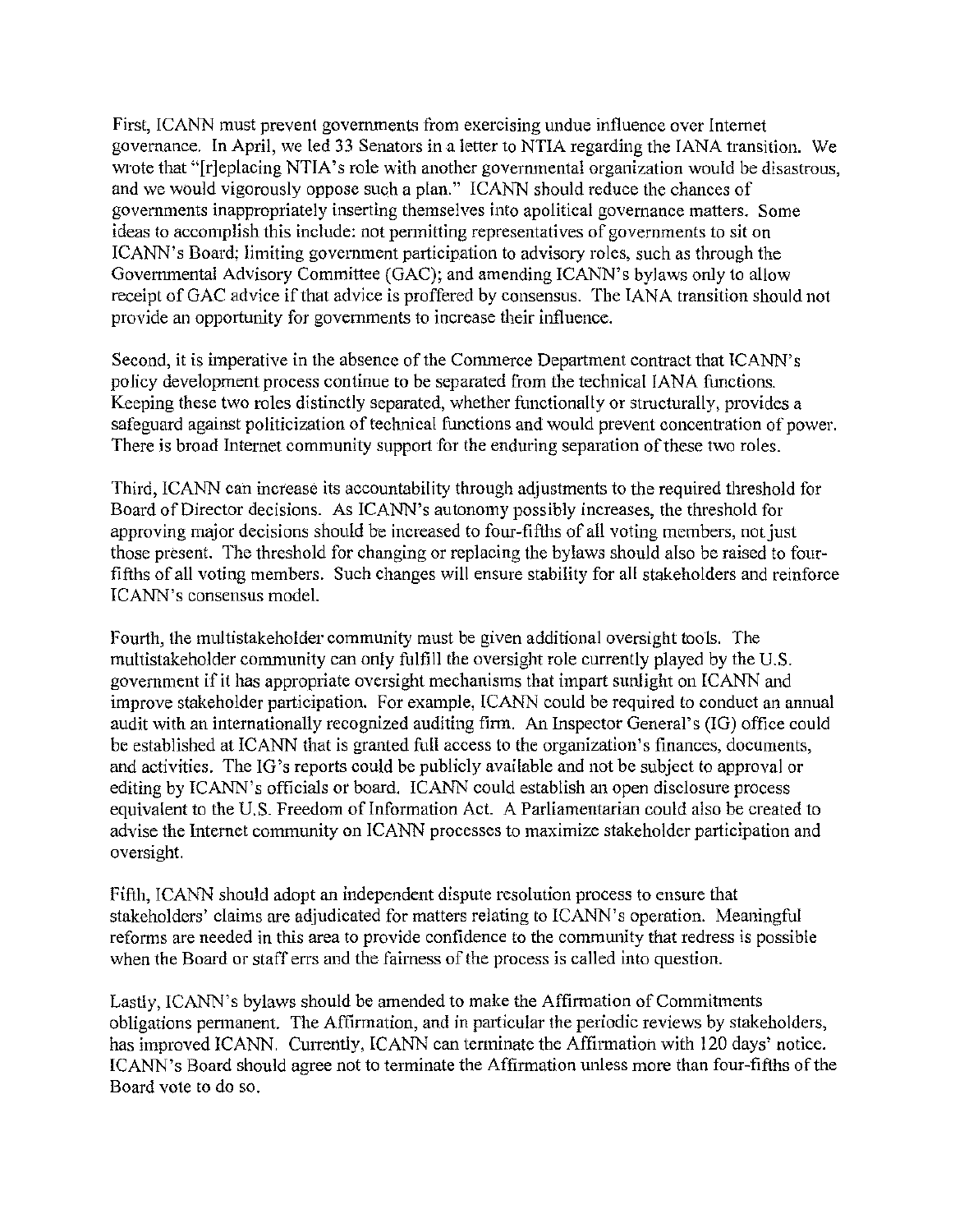First, ICANN must prevent governments from exercising undue influence over Internet governance. In April, we led 33 Senators in a letter to NTIA regarding the IANA transition. We wrote that "[r]eplacing NTIA's role with another governmental organization would be disastrous, and we would vigorously oppose such a plan." ICANN should reduce the chances of governments inappropriately inserting themselves into apolitical governance matters. Some ideas to accomplish this include: not permitting representatives of governments to sit on ICANN's Board; limiting government participation to advisory roles, such as through the Governmental Advisory Committee (GAC); and amending ICANN's bylaws only to allow receipt of GAC advice if that advice is proffered by consensus. The IANA transition should not provide an opportunity for governments to increase their influence.

Second, it is imperative in the absence of the Commerce Department contract that ICANN's policy development process continue to be separated from the technical IANA functions. Keeping these two roles distinctly separated, whether functionally or structurally, provides a safeguard against politicization of technical functions and would prevent concentration of power. There is broad Internet community support for the enduring separation of these two roles.

Third, ICANN can increase its accountability through adjustments to the required threshold for Board of Director decisions. As ICANN's autonomy possibly increases, the threshold for approving major decisions should be increased to four-fifths of all voting members, not just those present. The threshold for changing or replacing the bylaws should also be raised to four-fifths of all voting members. Such changes will ensure stability for all stakeholders and reinforce ICANN's consensus model.

Fourth, the multistakeholder community must be given additional oversight tools. The multistakeholder community can only fulfill the oversight role currently played by the U.S. government if it has appropriate oversight mechanisms that impart sunlight on ICANN and improve stakeholder participation. For example, ICANN could be required to conduct an annual audit with an internationally recognized auditing firm. An Inspector General's (IG) office could be established at ICANN that is granted full access to the organization's finances, documents, and activities. The IG's reports could be publicly available and not be subject to approval or editing by ICANN's officials or board. ICANN could establish an open disclosure process equivalent to the U.S. Freedom of Information Act. A Parliamentarian could also be created to advise the Internet community on ICANN processes to maximize stakeholder participation and oversight.

Fifth, ICANN should adopt an independent dispute resolution process to ensure that stakeholders' claims are adjudicated for matters relating to ICANN's operation. Meaningful reforms are needed in this area to provide confidence to the community that redress is possible when the Board or staff errs and the fairness of the process is called into question.

Lastly, ICANN's bylaws should be amended to make the Affirmation of Commitments obligations permanent. The Affirmation, and in particular the periodic reviews by stakeholders, has improved ICANN. Currently, ICANN can terminate the Affirmation with 120 days' notice. ICANN's Board should agree not to terminate the Affirmation unless more than four-fifths of the Board vote to do so.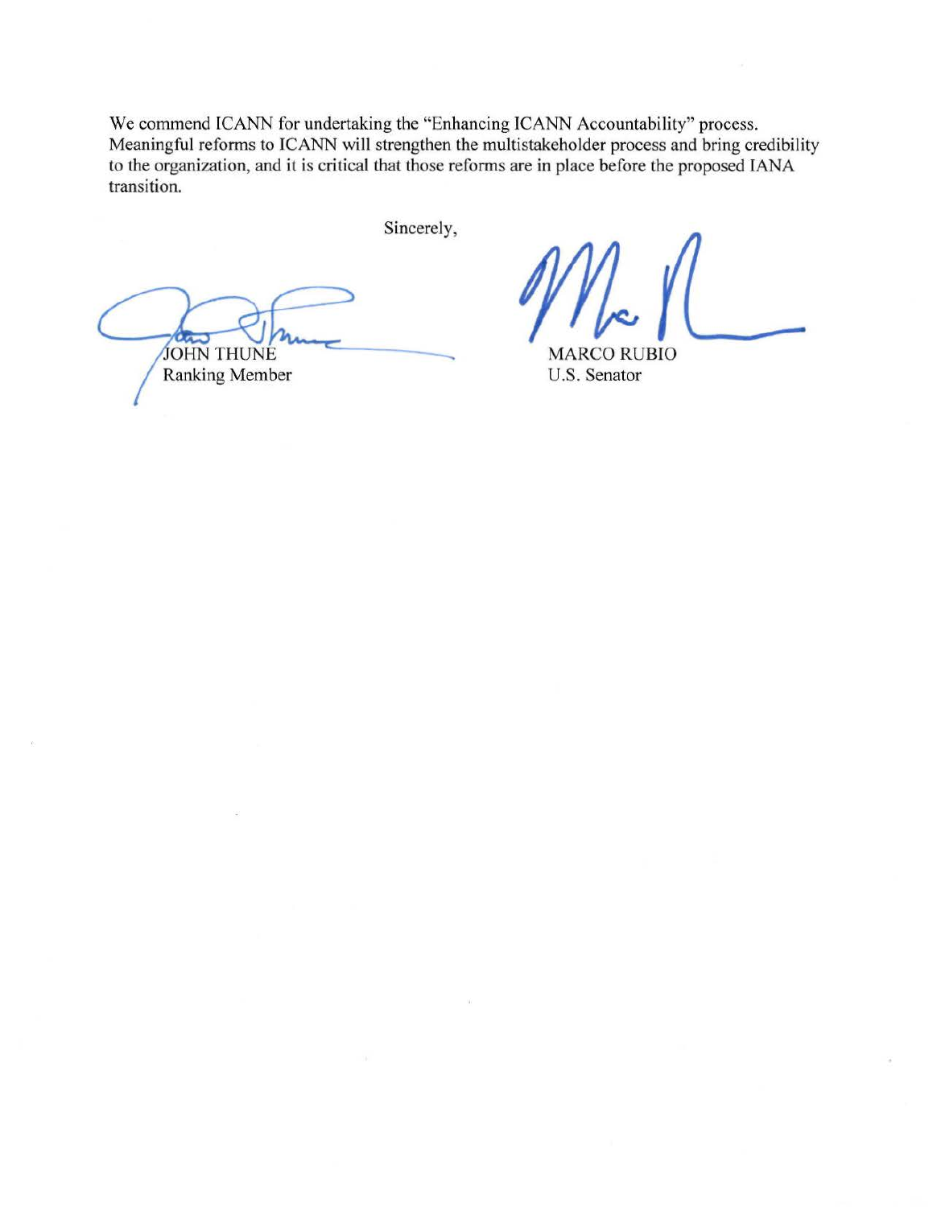We commend ICANN for undertaking the "Enhancing ICANN Accountability" process. Meaningful reforms to ICANN will strengthen the multistakeholder process and bring credibility to the organization, and it is critical that those reforms are in place before the proposed IANA transition.

Sincerely,

JOHN THUNE
Ranking Member

MARCO RUBIO
U.S. Senator